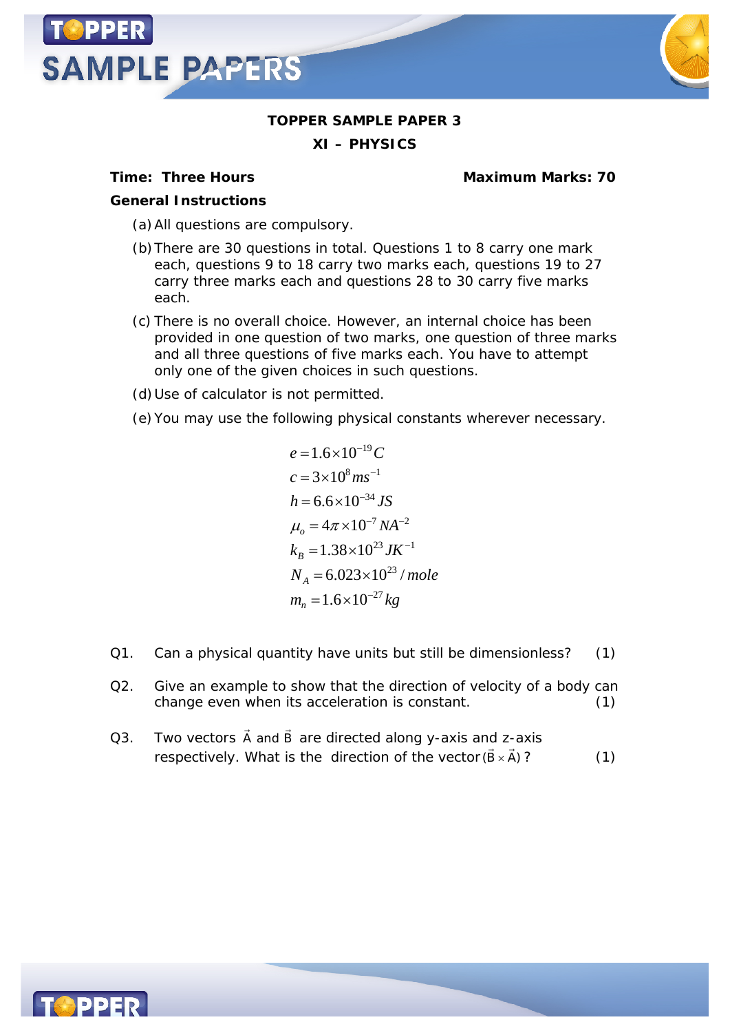# TOPPER SAMPLE PAPER 3

## XI – PHYSICS

**Time: Three Hours** **Maximum Marks: 70**

**General Instructions**

(a) All questions are compulsory.

(b) There are 30 questions in total. Questions 1 to 8 carry one mark each, questions 9 to 18 carry two marks each, questions 19 to 27 carry three marks each and questions 28 to 30 carry five marks each.

(c) There is no overall choice. However, an internal choice has been provided in one question of two marks, one question of three marks and all three questions of five marks each. You have to attempt only one of the given choices in such questions.

(d) Use of calculator is not permitted.

(e) You may use the following physical constants wherever necessary.

$$e = 1.6 \times 10^{-19} C$$
$$c = 3 \times 10^{8} ms^{-1}$$
$$h = 6.6 \times 10^{-34} JS$$
$$\mu_o = 4\pi \times 10^{-7} NA^{-2}$$
$$k_B = 1.38 \times 10^{23} JK^{-1}$$
$$N_A = 6.023 \times 10^{23} / mole$$
$$m_n = 1.6 \times 10^{-27} kg$$

Q1. Can a physical quantity have units but still be dimensionless? (1)

Q2. Give an example to show that the direction of velocity of a body can change even when its acceleration is constant. (1)

Q3. Two vectors $\vec{A}$ and $\vec{B}$ are directed along y-axis and z-axis respectively. What is the direction of the vector $(\vec{B} \times \vec{A})$? (1)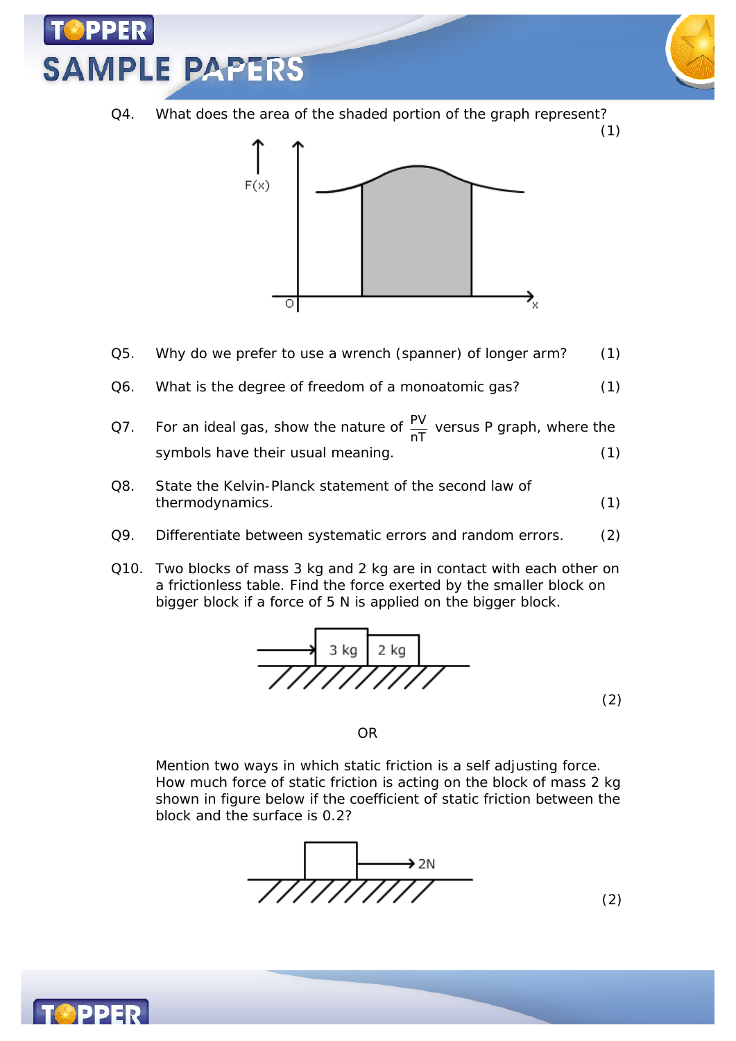Q4. What does the area of the shaded portion of the graph represent? (1)

Q5. Why do we prefer to use a wrench (spanner) of longer arm? (1)

Q6. What is the degree of freedom of a monoatomic gas? (1)

Q7. For an ideal gas, show the nature of $\frac{PV}{nT}$ versus P graph, where the symbols have their usual meaning. (1)

Q8. State the Kelvin-Planck statement of the second law of thermodynamics. (1)

Q9. Differentiate between systematic errors and random errors. (2)

Q10. Two blocks of mass 3 kg and 2 kg are in contact with each other on a frictionless table. Find the force exerted by the smaller block on bigger block if a force of 5 N is applied on the bigger block.

(2)

OR

Mention two ways in which static friction is a self adjusting force. How much force of static friction is acting on the block of mass 2 kg shown in figure below if the coefficient of static friction between the block and the surface is 0.2?

(2)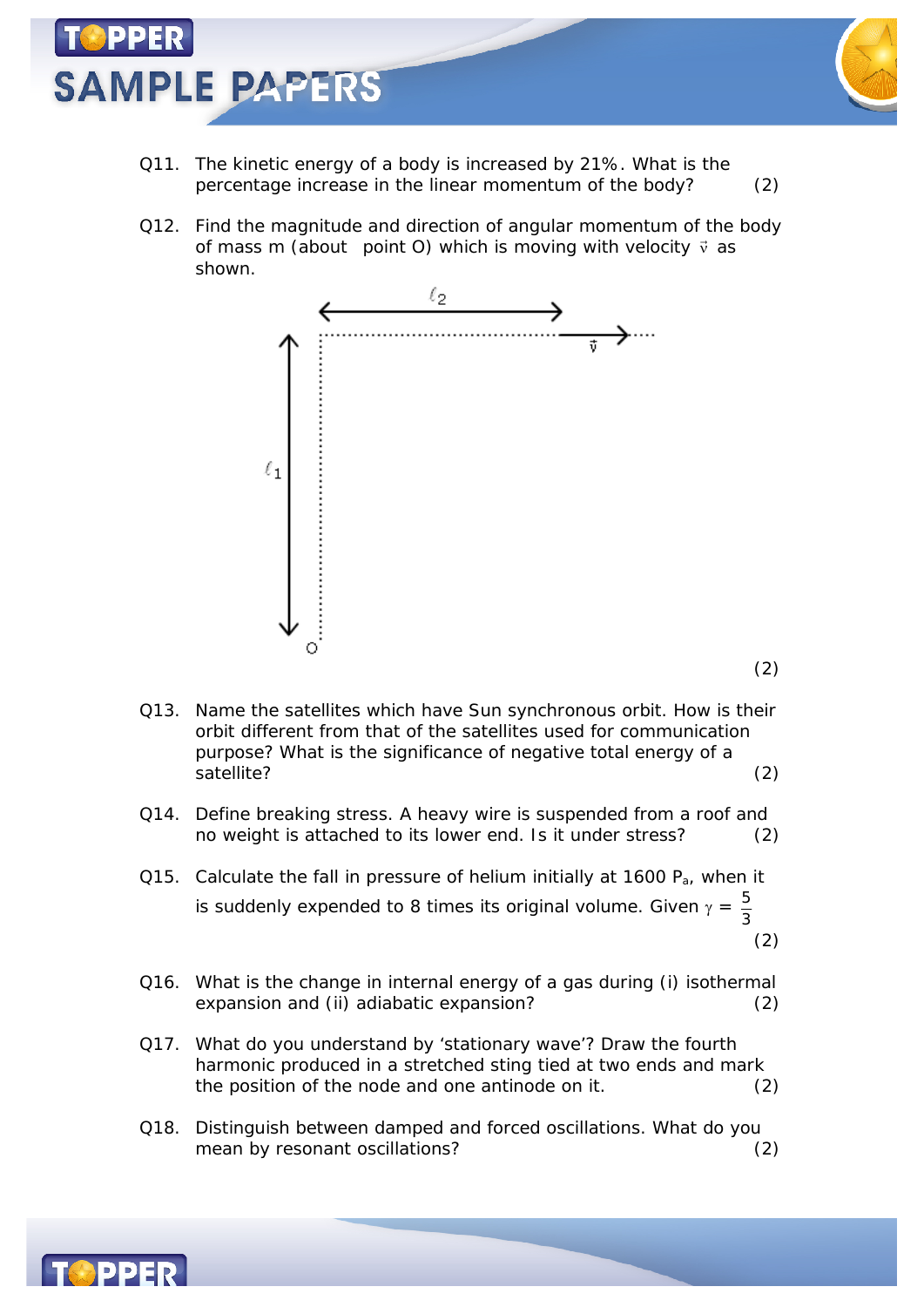Q11. The kinetic energy of a body is increased by 21%. What is the percentage increase in the linear momentum of the body? (2)

Q12. Find the magnitude and direction of angular momentum of the body of mass m (about point O) which is moving with velocity $\vec{v}$ as shown. (2)

Q13. Name the satellites which have Sun synchronous orbit. How is their orbit different from that of the satellites used for communication purpose? What is the significance of negative total energy of a satellite? (2)

Q14. Define breaking stress. A heavy wire is suspended from a roof and no weight is attached to its lower end. Is it under stress? (2)

Q15. Calculate the fall in pressure of helium initially at 1600 $P_a$, when it is suddenly expended to 8 times its original volume. Given $\gamma = \frac{5}{3}$ (2)

Q16. What is the change in internal energy of a gas during (i) isothermal expansion and (ii) adiabatic expansion? (2)

Q17. What do you understand by 'stationary wave'? Draw the fourth harmonic produced in a stretched sting tied at two ends and mark the position of the node and one antinode on it. (2)

Q18. Distinguish between damped and forced oscillations. What do you mean by resonant oscillations? (2)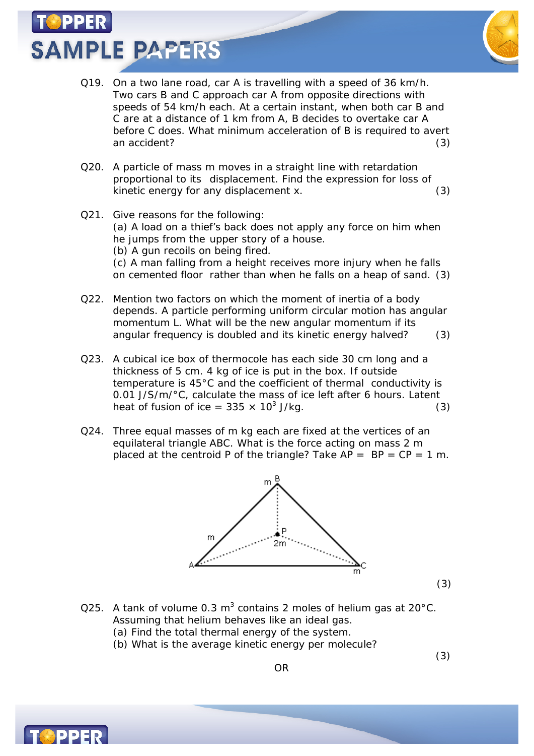Q19. On a two lane road, car A is travelling with a speed of 36 km/h. Two cars B and C approach car A from opposite directions with speeds of 54 km/h each. At a certain instant, when both car B and C are at a distance of 1 km from A, B decides to overtake car A before C does. What minimum acceleration of B is required to avert an accident? (3)

Q20. A particle of mass m moves in a straight line with retardation proportional to its displacement. Find the expression for loss of kinetic energy for any displacement x. (3)

Q21. Give reasons for the following:
(a) A load on a thief's back does not apply any force on him when he jumps from the upper story of a house.
(b) A gun recoils on being fired.
(c) A man falling from a height receives more injury when he falls on cemented floor rather than when he falls on a heap of sand. (3)

Q22. Mention two factors on which the moment of inertia of a body depends. A particle performing uniform circular motion has angular momentum L. What will be the new angular momentum if its angular frequency is doubled and its kinetic energy halved? (3)

Q23. A cubical ice box of thermocole has each side 30 cm long and a thickness of 5 cm. 4 kg of ice is put in the box. If outside temperature is 45°C and the coefficient of thermal conductivity is 0.01 J/S/m/°C, calculate the mass of ice left after 6 hours. Latent heat of fusion of ice = $335 \times 10^3$ J/kg. (3)

Q24. Three equal masses of m kg each are fixed at the vertices of an equilateral triangle ABC. What is the force acting on mass 2 m placed at the centroid P of the triangle? Take AP = BP = CP = 1 m.

(3)

Q25. A tank of volume 0.3 $m^3$ contains 2 moles of helium gas at 20°C. Assuming that helium behaves like an ideal gas.
(a) Find the total thermal energy of the system.
(b) What is the average kinetic energy per molecule?

(3)

OR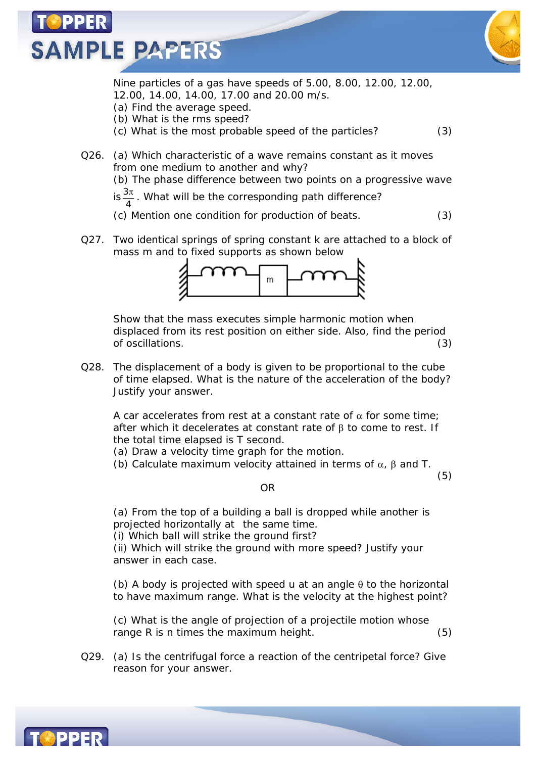Nine particles of a gas have speeds of 5.00, 8.00, 12.00, 12.00, 12.00, 14.00, 14.00, 17.00 and 20.00 m/s.

(a) Find the average speed.

(b) What is the rms speed?

(c) What is the most probable speed of the particles? (3)

Q26. (a) Which characteristic of a wave remains constant as it moves from one medium to another and why?

(b) The phase difference between two points on a progressive wave is $\frac{3\pi}{4}$. What will be the corresponding path difference?

(c) Mention one condition for production of beats. (3)

Q27. Two identical springs of spring constant k are attached to a block of mass m and to fixed supports as shown below

Show that the mass executes simple harmonic motion when displaced from its rest position on either side. Also, find the period of oscillations. (3)

Q28. The displacement of a body is given to be proportional to the cube of time elapsed. What is the nature of the acceleration of the body? Justify your answer.

A car accelerates from rest at a constant rate of $\alpha$ for some time; after which it decelerates at constant rate of $\beta$ to come to rest. If the total time elapsed is T second.

(a) Draw a velocity time graph for the motion.

(b) Calculate maximum velocity attained in terms of $\alpha$, $\beta$ and T. (5)

OR

(a) From the top of a building a ball is dropped while another is projected horizontally at the same time.

(i) Which ball will strike the ground first?

(ii) Which will strike the ground with more speed? Justify your answer in each case.

(b) A body is projected with speed u at an angle $\theta$ to the horizontal to have maximum range. What is the velocity at the highest point?

(c) What is the angle of projection of a projectile motion whose range R is n times the maximum height. (5)

Q29. (a) Is the centrifugal force a reaction of the centripetal force? Give reason for your answer.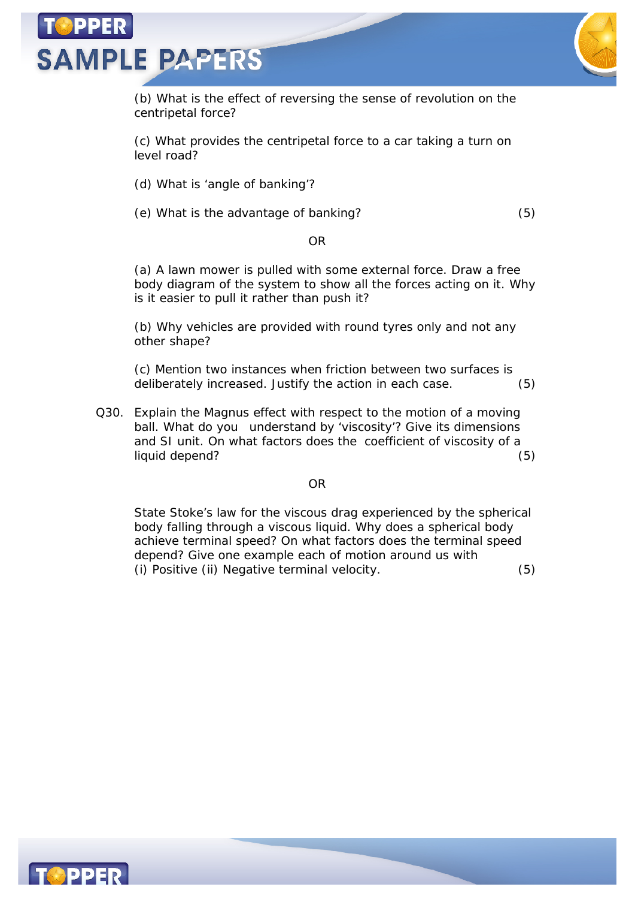(b) What is the effect of reversing the sense of revolution on the centripetal force?

(c) What provides the centripetal force to a car taking a turn on level road?

(d) What is 'angle of banking'?

(e) What is the advantage of banking? (5)

OR

(a) A lawn mower is pulled with some external force. Draw a free body diagram of the system to show all the forces acting on it. Why is it easier to pull it rather than push it?

(b) Why vehicles are provided with round tyres only and not any other shape?

(c) Mention two instances when friction between two surfaces is deliberately increased. Justify the action in each case. (5)

Q30. Explain the Magnus effect with respect to the motion of a moving ball. What do you understand by 'viscosity'? Give its dimensions and SI unit. On what factors does the coefficient of viscosity of a liquid depend? (5)

OR

State Stoke's law for the viscous drag experienced by the spherical body falling through a viscous liquid. Why does a spherical body achieve terminal speed? On what factors does the terminal speed depend? Give one example each of motion around us with
(i) Positive (ii) Negative terminal velocity. (5)